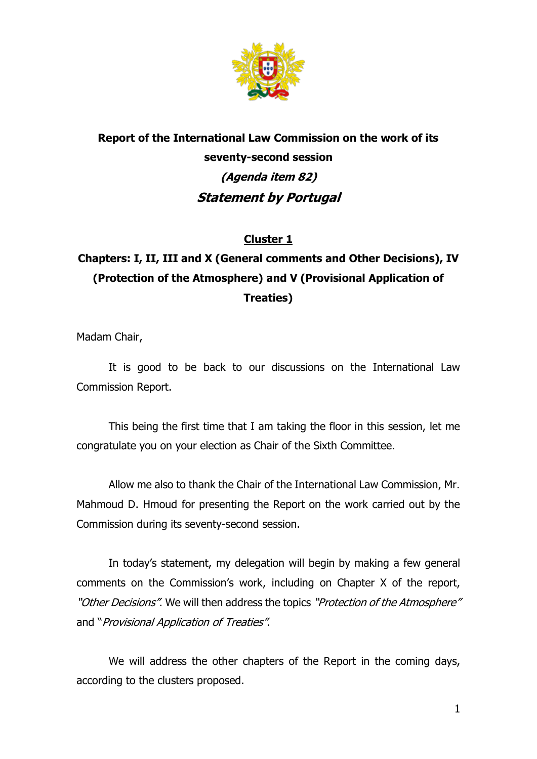# Report of the International Law Commission on the work of its seventy-second session

## *(Agenda item 82)*

## *Statement by Portugal*

### Cluster 1

### Chapters: I, II, III and X (General comments and Other Decisions), IV (Protection of the Atmosphere) and V (Provisional Application of Treaties)

Madam Chair,

It is good to be back to our discussions on the International Law Commission Report.

This being the first time that I am taking the floor in this session, let me congratulate you on your election as Chair of the Sixth Committee.

Allow me also to thank the Chair of the International Law Commission, Mr. Mahmoud D. Hmoud for presenting the Report on the work carried out by the Commission during its seventy-second session.

In today's statement, my delegation will begin by making a few general comments on the Commission's work, including on Chapter X of the report, *"Other Decisions"*. We will then address the topics *"Protection of the Atmosphere"* and "*Provisional Application of Treaties"*.

We will address the other chapters of the Report in the coming days, according to the clusters proposed.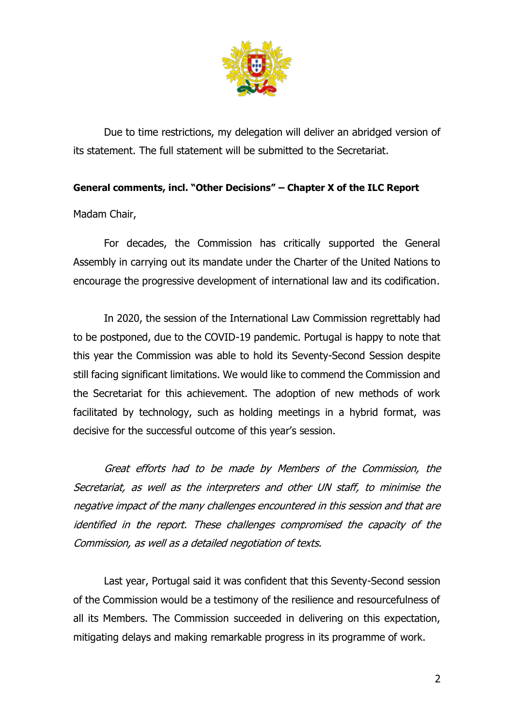Due to time restrictions, my delegation will deliver an abridged version of its statement. The full statement will be submitted to the Secretariat.

**General comments, incl. "Other Decisions" – Chapter X of the ILC Report**

Madam Chair,

For decades, the Commission has critically supported the General Assembly in carrying out its mandate under the Charter of the United Nations to encourage the progressive development of international law and its codification.

In 2020, the session of the International Law Commission regrettably had to be postponed, due to the COVID-19 pandemic. Portugal is happy to note that this year the Commission was able to hold its Seventy-Second Session despite still facing significant limitations. We would like to commend the Commission and the Secretariat for this achievement. The adoption of new methods of work facilitated by technology, such as holding meetings in a hybrid format, was decisive for the successful outcome of this year's session.

*Great efforts had to be made by Members of the Commission, the Secretariat, as well as the interpreters and other UN staff, to minimise the negative impact of the many challenges encountered in this session and that are identified in the report. These challenges compromised the capacity of the Commission, as well as a detailed negotiation of texts.*

Last year, Portugal said it was confident that this Seventy-Second session of the Commission would be a testimony of the resilience and resourcefulness of all its Members. The Commission succeeded in delivering on this expectation, mitigating delays and making remarkable progress in its programme of work.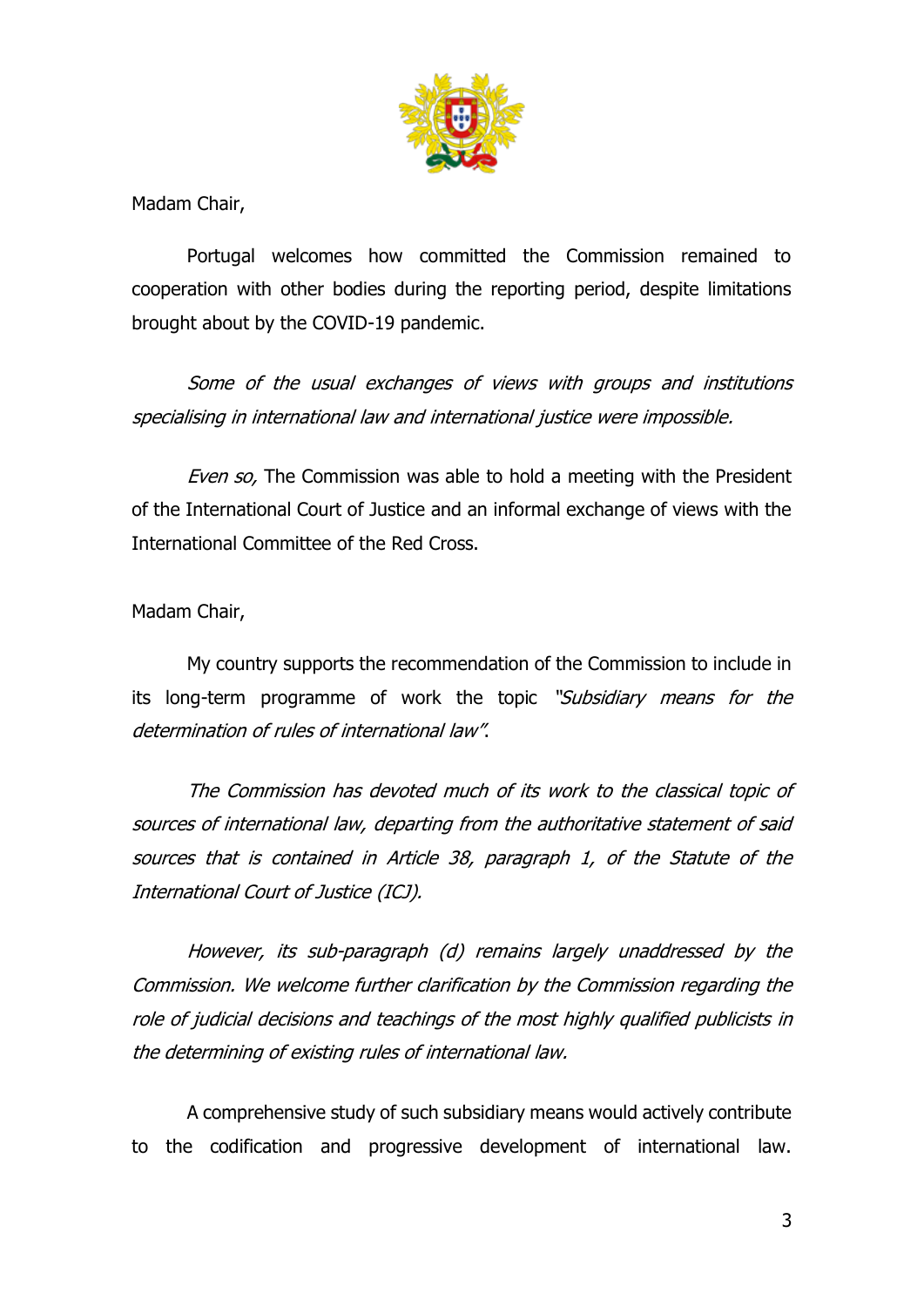Madam Chair,

Portugal welcomes how committed the Commission remained to cooperation with other bodies during the reporting period, despite limitations brought about by the COVID-19 pandemic.

*Some of the usual exchanges of views with groups and institutions specialising in international law and international justice were impossible.*

*Even so,* The Commission was able to hold a meeting with the President of the International Court of Justice and an informal exchange of views with the International Committee of the Red Cross.

Madam Chair,

My country supports the recommendation of the Commission to include in its long-term programme of work the topic *"Subsidiary means for the determination of rules of international law".*

*The Commission has devoted much of its work to the classical topic of sources of international law, departing from the authoritative statement of said sources that is contained in Article 38, paragraph 1, of the Statute of the International Court of Justice (ICJ).*

*However, its sub-paragraph (d) remains largely unaddressed by the Commission. We welcome further clarification by the Commission regarding the role of judicial decisions and teachings of the most highly qualified publicists in the determining of existing rules of international law.*

A comprehensive study of such subsidiary means would actively contribute to the codification and progressive development of international law.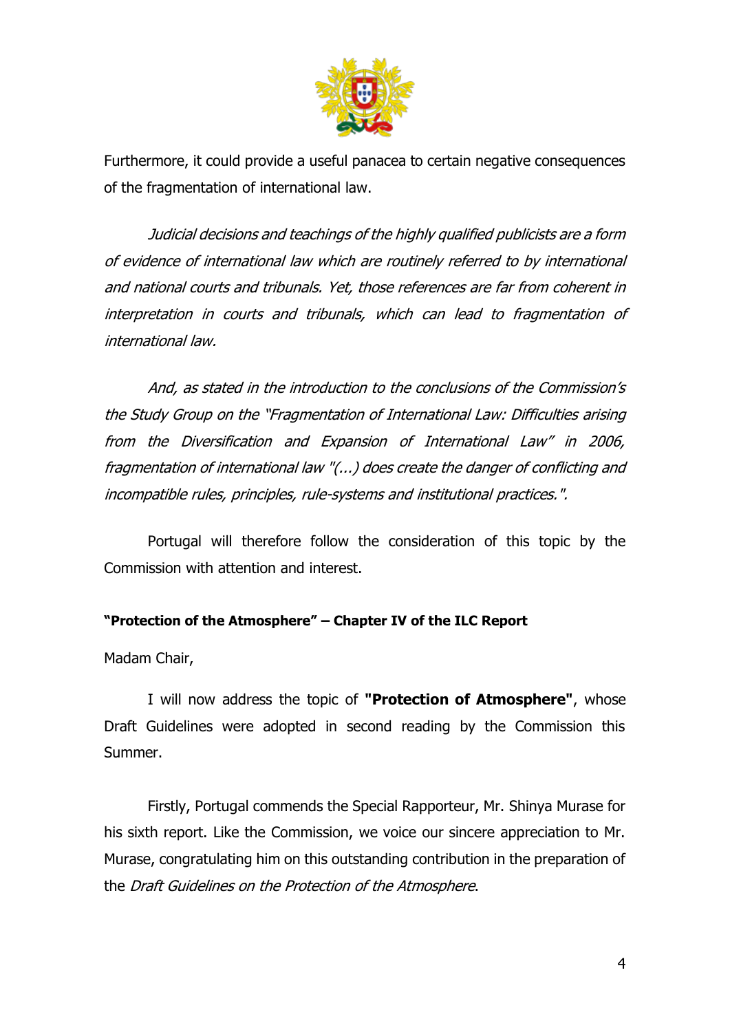Furthermore, it could provide a useful panacea to certain negative consequences of the fragmentation of international law.

*Judicial decisions and teachings of the highly qualified publicists are a form of evidence of international law which are routinely referred to by international and national courts and tribunals. Yet, those references are far from coherent in interpretation in courts and tribunals, which can lead to fragmentation of international law.*

*And, as stated in the introduction to the conclusions of the Commission's the Study Group on the "Fragmentation of International Law: Difficulties arising from the Diversification and Expansion of International Law" in 2006, fragmentation of international law "(...) does create the danger of conflicting and incompatible rules, principles, rule-systems and institutional practices.".*

Portugal will therefore follow the consideration of this topic by the Commission with attention and interest.

**"Protection of the Atmosphere" – Chapter IV of the ILC Report**

Madam Chair,

I will now address the topic of **"Protection of Atmosphere"**, whose Draft Guidelines were adopted in second reading by the Commission this Summer.

Firstly, Portugal commends the Special Rapporteur, Mr. Shinya Murase for his sixth report. Like the Commission, we voice our sincere appreciation to Mr. Murase, congratulating him on this outstanding contribution in the preparation of the *Draft Guidelines on the Protection of the Atmosphere*.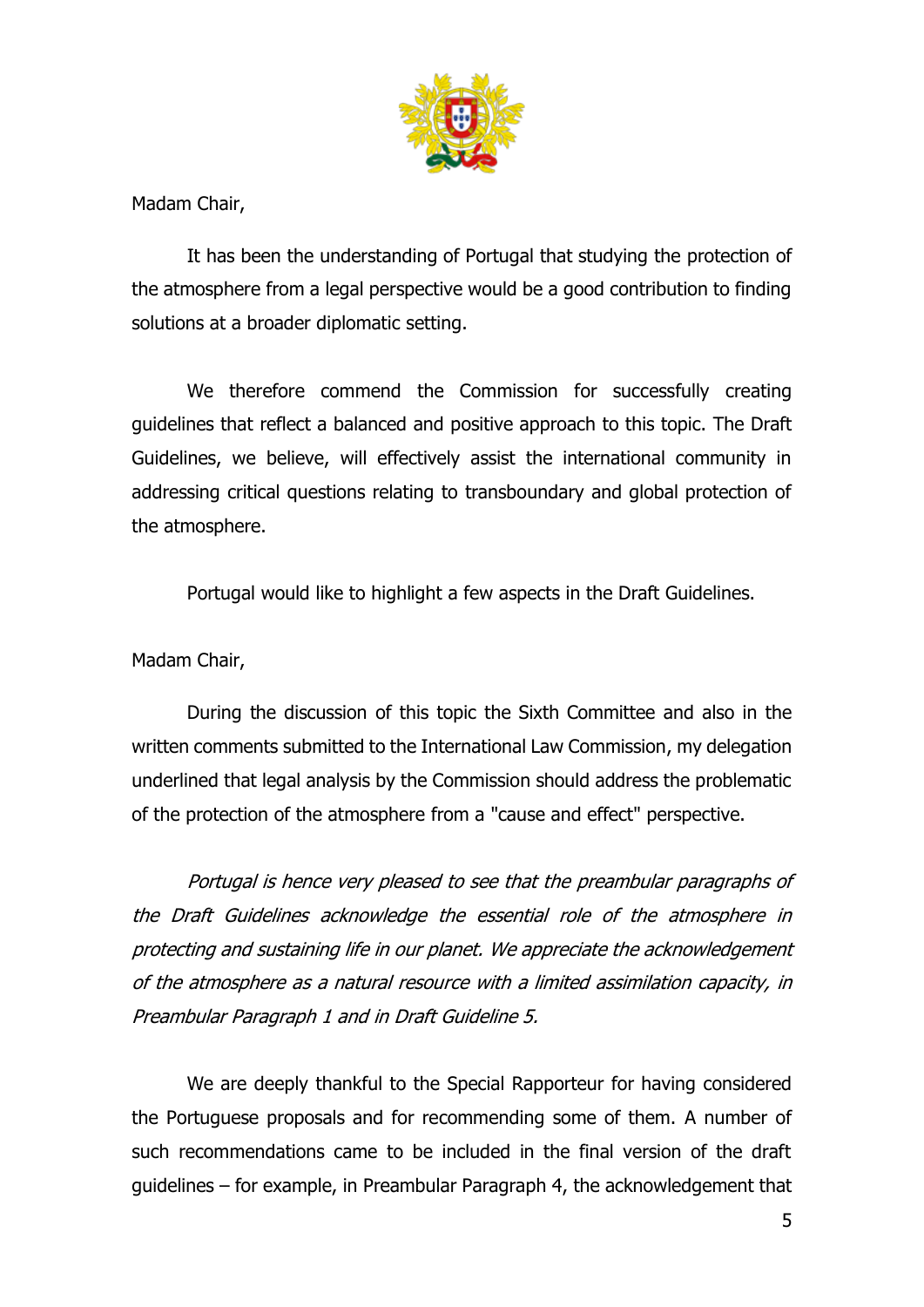Madam Chair,

It has been the understanding of Portugal that studying the protection of the atmosphere from a legal perspective would be a good contribution to finding solutions at a broader diplomatic setting.

We therefore commend the Commission for successfully creating guidelines that reflect a balanced and positive approach to this topic. The Draft Guidelines, we believe, will effectively assist the international community in addressing critical questions relating to transboundary and global protection of the atmosphere.

Portugal would like to highlight a few aspects in the Draft Guidelines.

Madam Chair,

During the discussion of this topic the Sixth Committee and also in the written comments submitted to the International Law Commission, my delegation underlined that legal analysis by the Commission should address the problematic of the protection of the atmosphere from a "cause and effect" perspective.

*Portugal is hence very pleased to see that the preambular paragraphs of the Draft Guidelines acknowledge the essential role of the atmosphere in protecting and sustaining life in our planet. We appreciate the acknowledgement of the atmosphere as a natural resource with a limited assimilation capacity, in Preambular Paragraph 1 and in Draft Guideline 5.*

We are deeply thankful to the Special Rapporteur for having considered the Portuguese proposals and for recommending some of them. A number of such recommendations came to be included in the final version of the draft guidelines – for example, in Preambular Paragraph 4, the acknowledgement that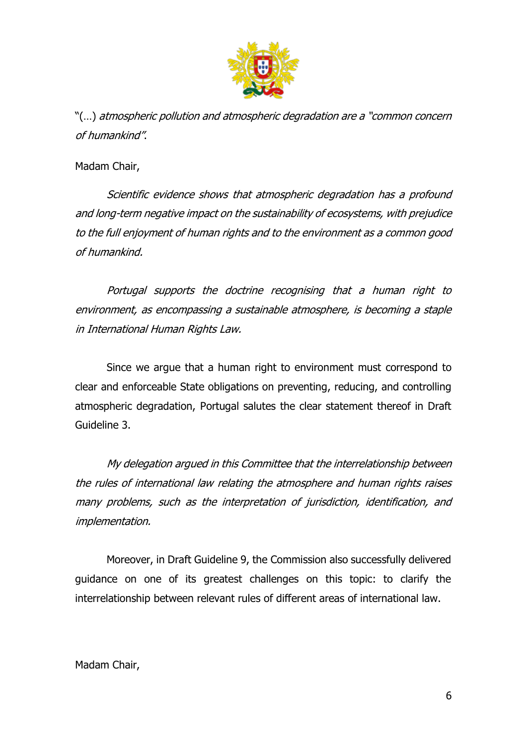"(…) *atmospheric pollution and atmospheric degradation are a "common concern of humankind".*

Madam Chair,

*Scientific evidence shows that atmospheric degradation has a profound and long-term negative impact on the sustainability of ecosystems, with prejudice to the full enjoyment of human rights and to the environment as a common good of humankind.*

*Portugal supports the doctrine recognising that a human right to environment, as encompassing a sustainable atmosphere, is becoming a staple in International Human Rights Law.*

Since we argue that a human right to environment must correspond to clear and enforceable State obligations on preventing, reducing, and controlling atmospheric degradation, Portugal salutes the clear statement thereof in Draft Guideline 3.

*My delegation argued in this Committee that the interrelationship between the rules of international law relating the atmosphere and human rights raises many problems, such as the interpretation of jurisdiction, identification, and implementation.*

Moreover, in Draft Guideline 9, the Commission also successfully delivered guidance on one of its greatest challenges on this topic: to clarify the interrelationship between relevant rules of different areas of international law.

Madam Chair,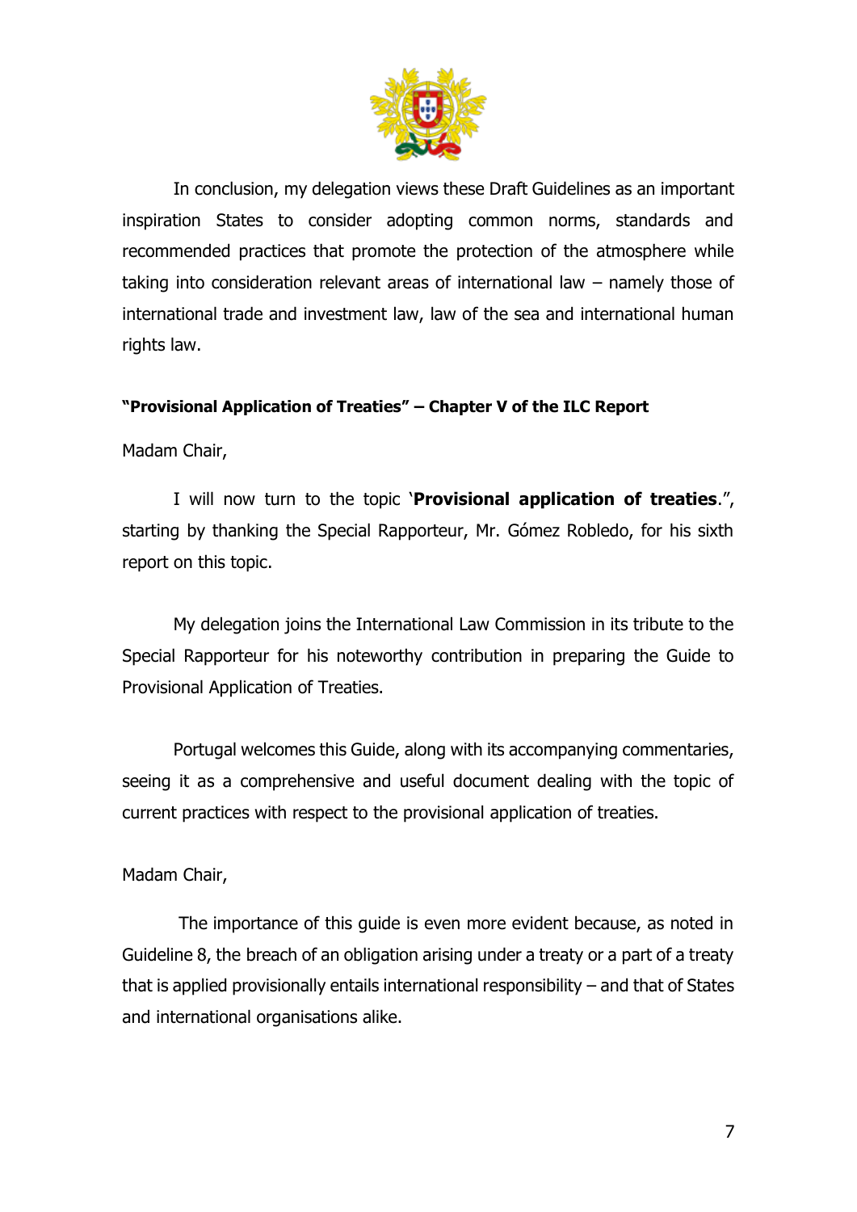In conclusion, my delegation views these Draft Guidelines as an important inspiration States to consider adopting common norms, standards and recommended practices that promote the protection of the atmosphere while taking into consideration relevant areas of international law – namely those of international trade and investment law, law of the sea and international human rights law.

**"Provisional Application of Treaties" – Chapter V of the ILC Report**

Madam Chair,

I will now turn to the topic '**Provisional application of treaties**.", starting by thanking the Special Rapporteur, Mr. Gómez Robledo, for his sixth report on this topic.

My delegation joins the International Law Commission in its tribute to the Special Rapporteur for his noteworthy contribution in preparing the Guide to Provisional Application of Treaties.

Portugal welcomes this Guide, along with its accompanying commentaries, seeing it as a comprehensive and useful document dealing with the topic of current practices with respect to the provisional application of treaties.

Madam Chair,

The importance of this guide is even more evident because, as noted in Guideline 8, the breach of an obligation arising under a treaty or a part of a treaty that is applied provisionally entails international responsibility – and that of States and international organisations alike.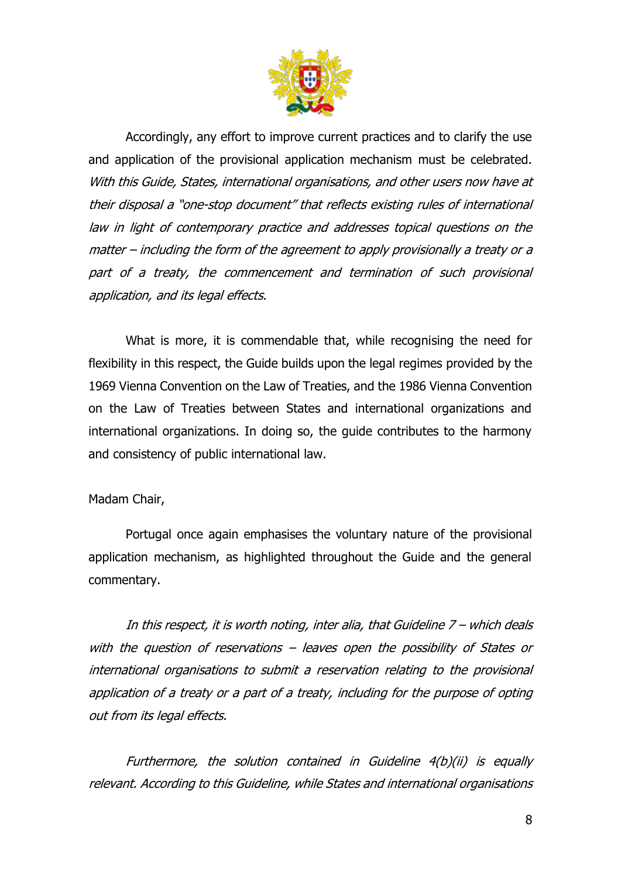Accordingly, any effort to improve current practices and to clarify the use and application of the provisional application mechanism must be celebrated. *With this Guide, States, international organisations, and other users now have at their disposal a "one-stop document" that reflects existing rules of international law in light of contemporary practice and addresses topical questions on the matter – including the form of the agreement to apply provisionally a treaty or a part of a treaty, the commencement and termination of such provisional application, and its legal effects.*

What is more, it is commendable that, while recognising the need for flexibility in this respect, the Guide builds upon the legal regimes provided by the 1969 Vienna Convention on the Law of Treaties, and the 1986 Vienna Convention on the Law of Treaties between States and international organizations and international organizations. In doing so, the guide contributes to the harmony and consistency of public international law.

Madam Chair,

Portugal once again emphasises the voluntary nature of the provisional application mechanism, as highlighted throughout the Guide and the general commentary.

*In this respect, it is worth noting, inter alia, that Guideline 7 – which deals with the question of reservations – leaves open the possibility of States or international organisations to submit a reservation relating to the provisional application of a treaty or a part of a treaty, including for the purpose of opting out from its legal effects.*

*Furthermore, the solution contained in Guideline 4(b)(ii) is equally relevant. According to this Guideline, while States and international organisations*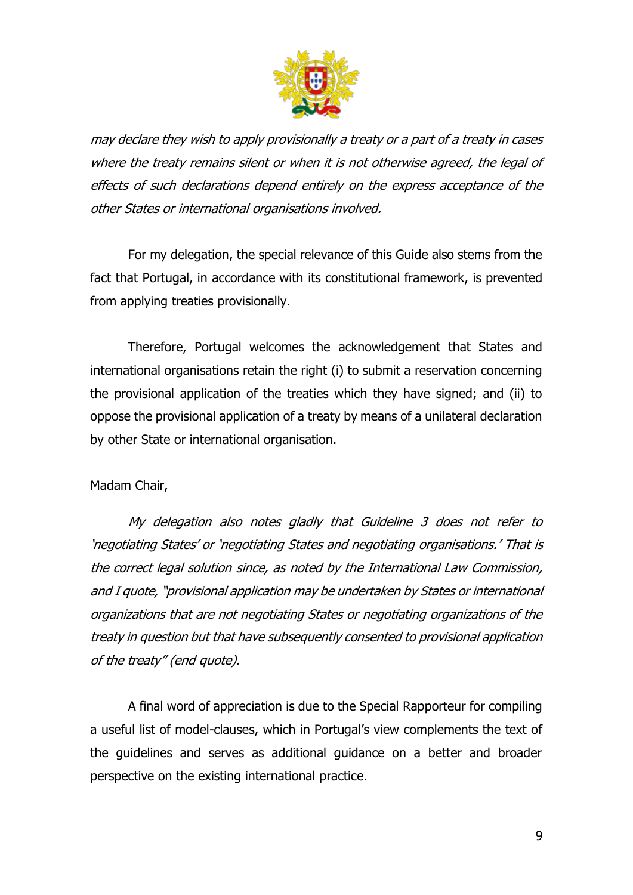*may declare they wish to apply provisionally a treaty or a part of a treaty in cases where the treaty remains silent or when it is not otherwise agreed, the legal of effects of such declarations depend entirely on the express acceptance of the other States or international organisations involved.*

For my delegation, the special relevance of this Guide also stems from the fact that Portugal, in accordance with its constitutional framework, is prevented from applying treaties provisionally.

Therefore, Portugal welcomes the acknowledgement that States and international organisations retain the right (i) to submit a reservation concerning the provisional application of the treaties which they have signed; and (ii) to oppose the provisional application of a treaty by means of a unilateral declaration by other State or international organisation.

Madam Chair,

*My delegation also notes gladly that Guideline 3 does not refer to 'negotiating States' or 'negotiating States and negotiating organisations.' That is the correct legal solution since, as noted by the International Law Commission, and I quote, "provisional application may be undertaken by States or international organizations that are not negotiating States or negotiating organizations of the treaty in question but that have subsequently consented to provisional application of the treaty" (end quote).*

A final word of appreciation is due to the Special Rapporteur for compiling a useful list of model-clauses, which in Portugal's view complements the text of the guidelines and serves as additional guidance on a better and broader perspective on the existing international practice.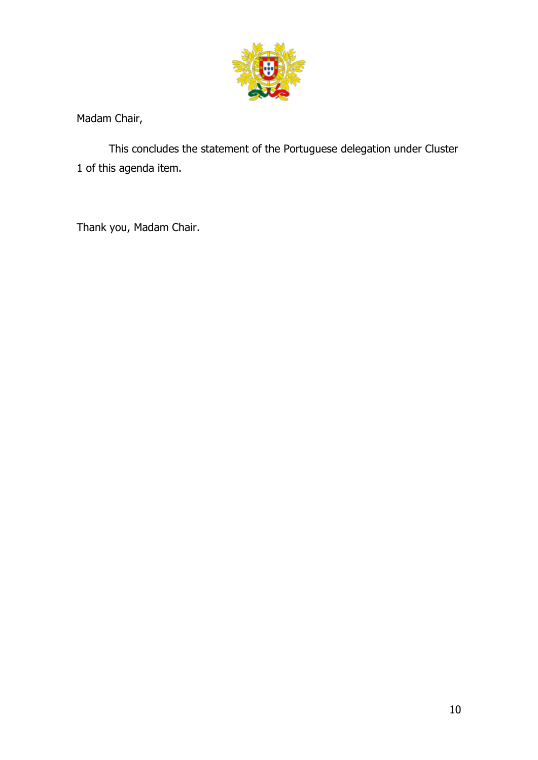Madam Chair,

This concludes the statement of the Portuguese delegation under Cluster 1 of this agenda item.

Thank you, Madam Chair.